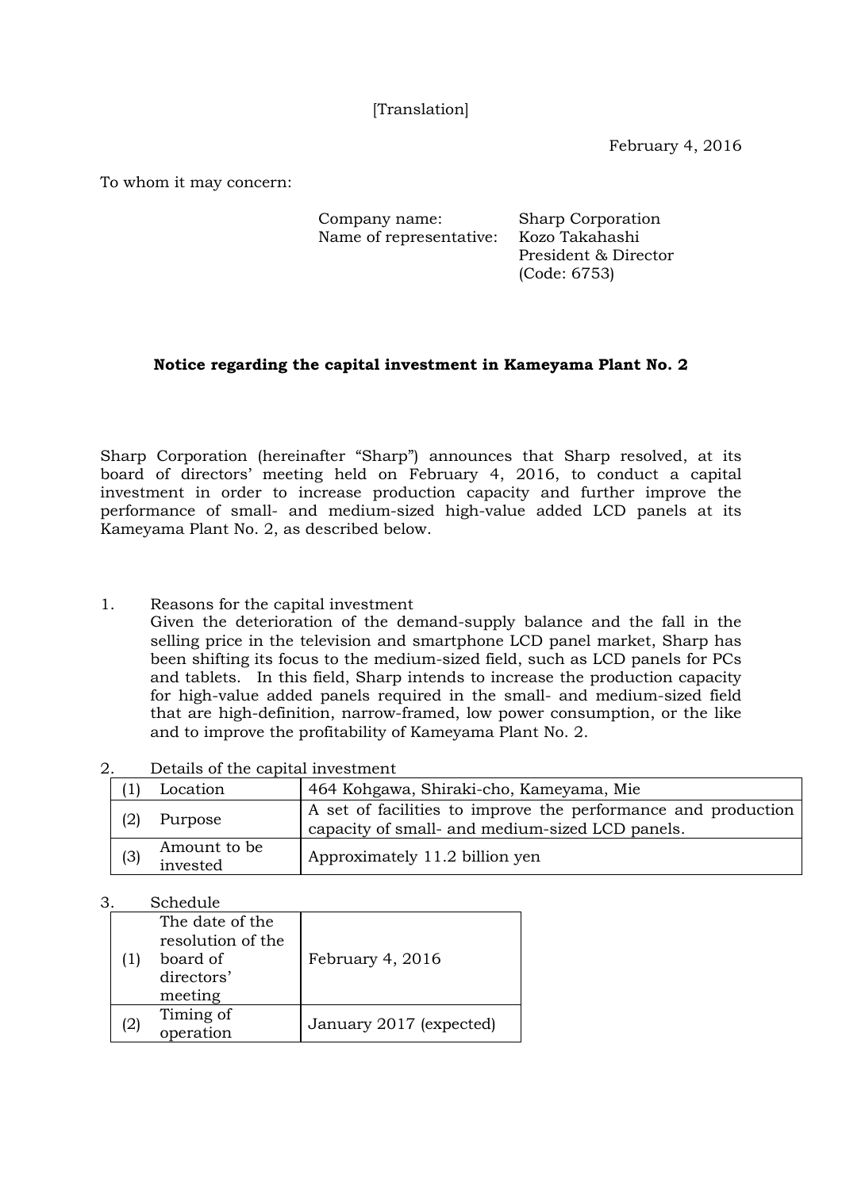[Translation]

February 4, 2016

To whom it may concern:

Company name: Sharp Corporation
Name of representative: Kozo Takahashi
President & Director
(Code: 6753)

**Notice regarding the capital investment in Kameyama Plant No. 2**

Sharp Corporation (hereinafter "Sharp") announces that Sharp resolved, at its board of directors' meeting held on February 4, 2016, to conduct a capital investment in order to increase production capacity and further improve the performance of small- and medium-sized high-value added LCD panels at its Kameyama Plant No. 2, as described below.

1. Reasons for the capital investment
   Given the deterioration of the demand-supply balance and the fall in the selling price in the television and smartphone LCD panel market, Sharp has been shifting its focus to the medium-sized field, such as LCD panels for PCs and tablets. In this field, Sharp intends to increase the production capacity for high-value added panels required in the small- and medium-sized field that are high-definition, narrow-framed, low power consumption, or the like and to improve the profitability of Kameyama Plant No. 2.

2. Details of the capital investment

| | | |
|---|---|---|
| (1) | Location | 464 Kohgawa, Shiraki-cho, Kameyama, Mie |
| (2) | Purpose | A set of facilities to improve the performance and production capacity of small- and medium-sized LCD panels. |
| (3) | Amount to be invested | Approximately 11.2 billion yen |

3. Schedule

| | | |
|---|---|---|
| (1) | The date of the resolution of the board of directors' meeting | February 4, 2016 |
| (2) | Timing of operation | January 2017 (expected) |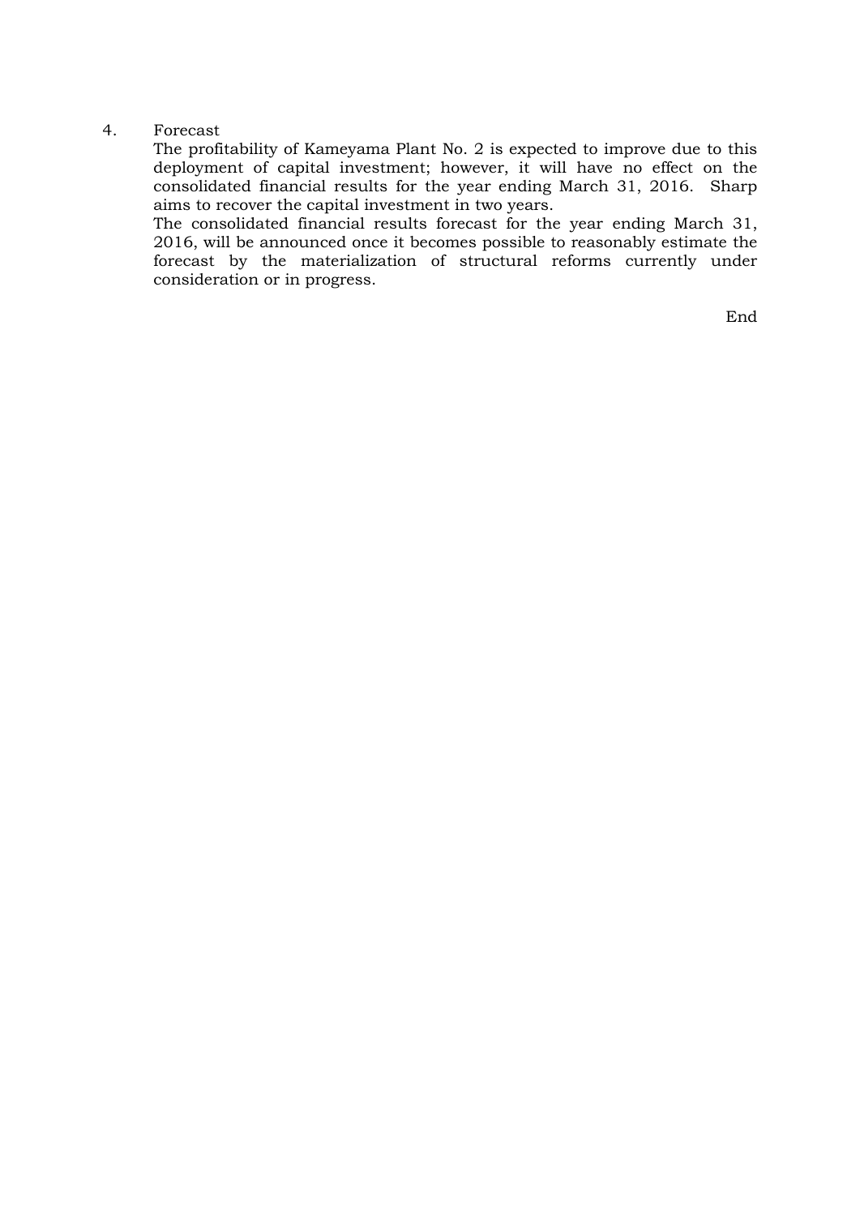4. Forecast

The profitability of Kameyama Plant No. 2 is expected to improve due to this deployment of capital investment; however, it will have no effect on the consolidated financial results for the year ending March 31, 2016. Sharp aims to recover the capital investment in two years.

The consolidated financial results forecast for the year ending March 31, 2016, will be announced once it becomes possible to reasonably estimate the forecast by the materialization of structural reforms currently under consideration or in progress.

End